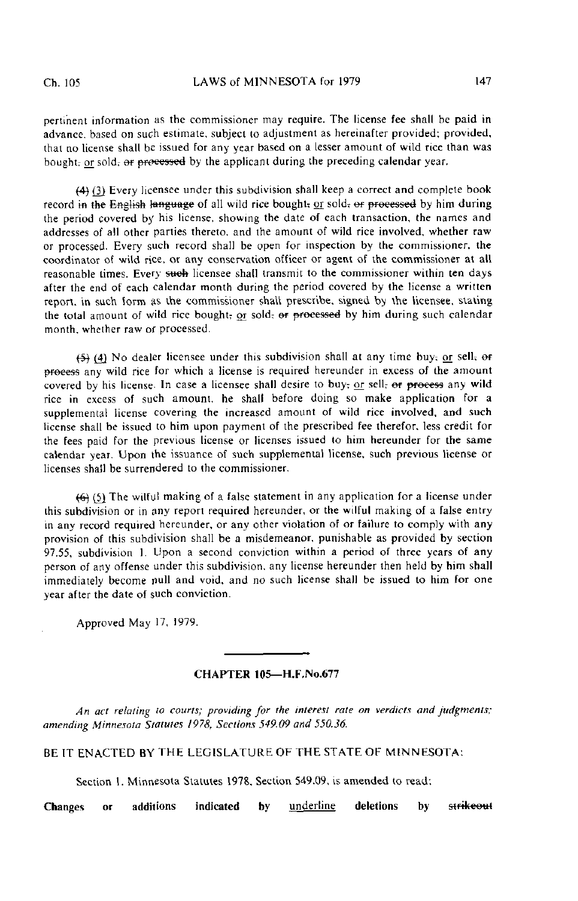pertinent information as the commissioner may require. The license fee shall be paid in advance, based on such estimate, subject to adjustment as hereinafter provided; provided, that no license shall be issued for any year based on a lesser amount of wild rice than was bought, <u>or</u> sold, ~~or processed~~ by the applicant during the preceding calendar year.

~~(4)~~ <u>(3)</u> Every licensee under this subdivision shall keep a correct and complete book record ~~in the English language~~ of all wild rice bought, <u>or</u> sold, ~~or processed~~ by him during the period covered by his license, showing the date of each transaction, the names and addresses of all other parties thereto, and the amount of wild rice involved, whether raw or processed. Every such record shall be open for inspection by the commissioner, the coordinator of wild rice, or any conservation officer or agent of the commissioner at all reasonable times. Every ~~such~~ licensee shall transmit to the commissioner within ten days after the end of each calendar month during the period covered by the license a written report, in such form as the commissioner shall prescribe, signed by the licensee, stating the total amount of wild rice bought, <u>or</u> sold, ~~or processed~~ by him during such calendar month, whether raw or processed.

~~(5)~~ <u>(4)</u> No dealer licensee under this subdivision shall at any time buy, <u>or</u> sell, ~~or process~~ any wild rice for which a license is required hereunder in excess of the amount covered by his license. In case a licensee shall desire to buy, <u>or</u> sell, ~~or process~~ any wild rice in excess of such amount, he shall before doing so make application for a supplemental license covering the increased amount of wild rice involved, and such license shall be issued to him upon payment of the prescribed fee therefor, less credit for the fees paid for the previous license or licenses issued to him hereunder for the same calendar year. Upon the issuance of such supplemental license, such previous license or licenses shall be surrendered to the commissioner.

~~(6)~~ <u>(5)</u> The wilful making of a false statement in any application for a license under this subdivision or in any report required hereunder, or the wilful making of a false entry in any record required hereunder, or any other violation of or failure to comply with any provision of this subdivision shall be a misdemeanor, punishable as provided by section 97.55, subdivision 1. Upon a second conviction within a period of three years of any person of any offense under this subdivision, any license hereunder then held by him shall immediately become null and void, and no such license shall be issued to him for one year after the date of such conviction.

Approved May 17, 1979.

---

## CHAPTER 105—H.F.No.677

*An act relating to courts; providing for the interest rate on verdicts and judgments; amending Minnesota Statutes 1978, Sections 549.09 and 550.36.*

BE IT ENACTED BY THE LEGISLATURE OF THE STATE OF MINNESOTA:

Section 1. Minnesota Statutes 1978, Section 549.09, is amended to read:

**Changes or additions indicated by** <u>underline</u> **deletions by** ~~strikeout~~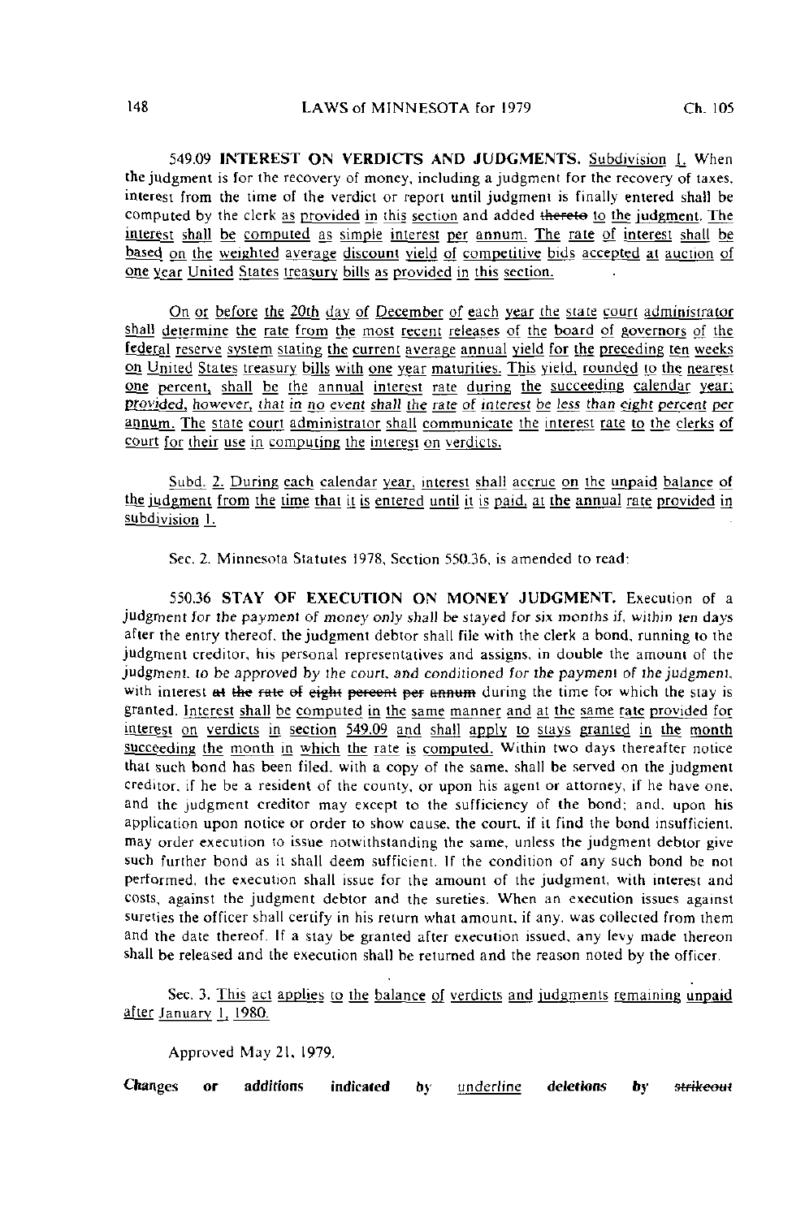549.09 **INTEREST ON VERDICTS AND JUDGMENTS.** Subdivision 1. When the judgment is for the recovery of money, including a judgment for the recovery of taxes, interest from the time of the verdict or report until judgment is finally entered shall be computed by the clerk as provided in this section and added ~~thereto~~ to the judgment. The interest shall be computed as simple interest per annum. The rate of interest shall be based on the weighted average discount yield of competitive bids accepted at auction of one year United States treasury bills as provided in this section.

On or before the 20th day of December of each year the state court administrator shall determine the rate from the most recent releases of the board of governors of the federal reserve system stating the current average annual yield for the preceding ten weeks on United States treasury bills with one year maturities. This yield, rounded to the nearest one percent, shall be the annual interest rate during the succeeding calendar year; *provided, however, that in no event shall the rate of interest be less than eight percent per annum.* The state court administrator shall communicate the interest rate to the clerks of court for their use in computing the interest on verdicts.

Subd. 2. During each calendar year, interest shall accrue on the unpaid balance of the judgment from the time that it is entered until it is paid, at the annual rate provided in subdivision 1.

Sec. 2. Minnesota Statutes 1978, Section 550.36, is amended to read:

550.36 **STAY OF EXECUTION ON MONEY JUDGMENT.** Execution of a judgment for the payment of money only shall be stayed for six months if, within ten days after the entry thereof, the judgment debtor shall file with the clerk a bond, running to the judgment creditor, his personal representatives and assigns, in double the amount of the judgment, to be approved by the court, and conditioned for the payment of the judgment, with interest ~~at the rate of eight percent per annum~~ during the time for which the stay is granted. Interest shall be computed in the same manner and at the same rate provided for interest on verdicts in section 549.09 and shall apply to stays granted in the month succeeding the month in which the rate is computed. Within two days thereafter notice that such bond has been filed, with a copy of the same, shall be served on the judgment creditor, if he be a resident of the county, or upon his agent or attorney, if he have one, and the judgment creditor may except to the sufficiency of the bond; and, upon his application upon notice or order to show cause, the court, if it find the bond insufficient, may order execution to issue notwithstanding the same, unless the judgment debtor give such further bond as it shall deem sufficient. If the condition of any such bond be not performed, the execution shall issue for the amount of the judgment, with interest and costs, against the judgment debtor and the sureties. When an execution issues against sureties the officer shall certify in his return what amount, if any, was collected from them and the date thereof. If a stay be granted after execution issued, any levy made thereon shall be released and the execution shall be returned and the reason noted by the officer.

Sec. 3. This act applies to the balance of verdicts and judgments remaining unpaid after January 1, 1980.

Approved May 21, 1979.

**Changes or additions indicated by** underline **deletions by** ~~strikeout~~